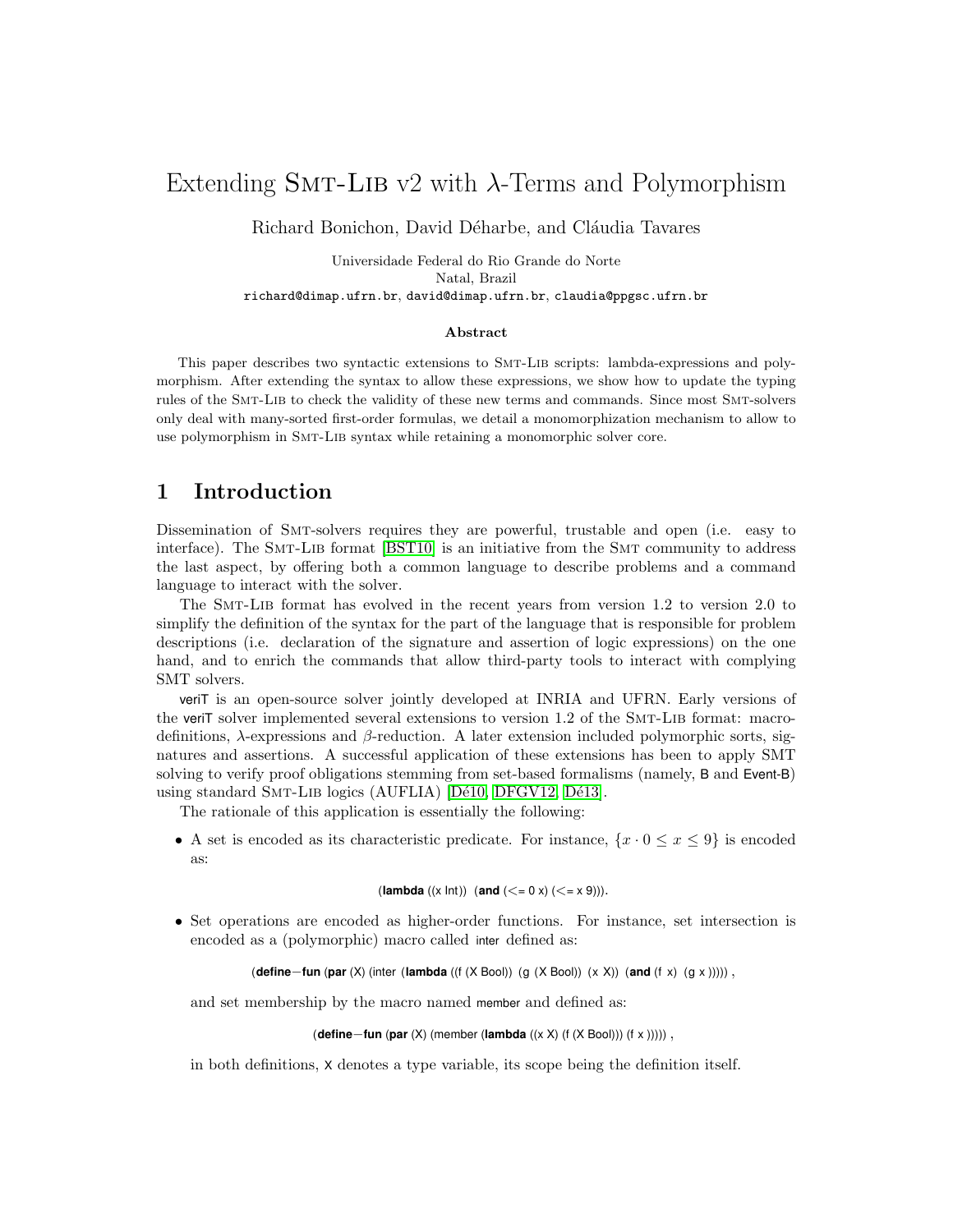# Extending Smt-Lib v2 with λ-Terms and Polymorphism

Richard Bonichon, David Déharbe, and Cláudia Tavares

Universidade Federal do Rio Grande do Norte
Natal, Brazil
richard@dimap.ufrn.br, david@dimap.ufrn.br, claudia@ppgsc.ufrn.br

### Abstract

This paper describes two syntactic extensions to Smt-Lib scripts: lambda-expressions and polymorphism. After extending the syntax to allow these expressions, we show how to update the typing rules of the Smt-Lib to check the validity of these new terms and commands. Since most Smt-solvers only deal with many-sorted first-order formulas, we detail a monomorphization mechanism to allow to use polymorphism in Smt-Lib syntax while retaining a monomorphic solver core.

## 1 Introduction

Dissemination of Smt-solvers requires they are powerful, trustable and open (i.e. easy to interface). The Smt-Lib format [BST10] is an initiative from the Smt community to address the last aspect, by offering both a common language to describe problems and a command language to interact with the solver.

The Smt-Lib format has evolved in the recent years from version 1.2 to version 2.0 to simplify the definition of the syntax for the part of the language that is responsible for problem descriptions (i.e. declaration of the signature and assertion of logic expressions) on the one hand, and to enrich the commands that allow third-party tools to interact with complying SMT solvers.

veriT is an open-source solver jointly developed at INRIA and UFRN. Early versions of the veriT solver implemented several extensions to version 1.2 of the Smt-Lib format: macro-definitions, λ-expressions and β-reduction. A later extension included polymorphic sorts, signatures and assertions. A successful application of these extensions has been to apply SMT solving to verify proof obligations stemming from set-based formalisms (namely, B and Event-B) using standard Smt-Lib logics (AUFLIA) [Dé10, DFGV12, Dé13].

The rationale of this application is essentially the following:

- A set is encoded as its characteristic predicate. For instance, $\{x \cdot 0 \leq x \leq 9\}$ is encoded as:

  ```
  (lambda ((x Int)) (and (<= 0 x) (<= x 9))).
  ```

- Set operations are encoded as higher-order functions. For instance, set intersection is encoded as a (polymorphic) macro called inter defined as:

  ```
  (define-fun (par (X) (inter (lambda ((f (X Bool)) (g (X Bool)) (x X)) (and (f x) (g x ))))) ,
  ```

  and set membership by the macro named member and defined as:

  ```
  (define-fun (par (X) (member (lambda ((x X) (f (X Bool))) (f x ))))) ,
  ```

  in both definitions, X denotes a type variable, its scope being the definition itself.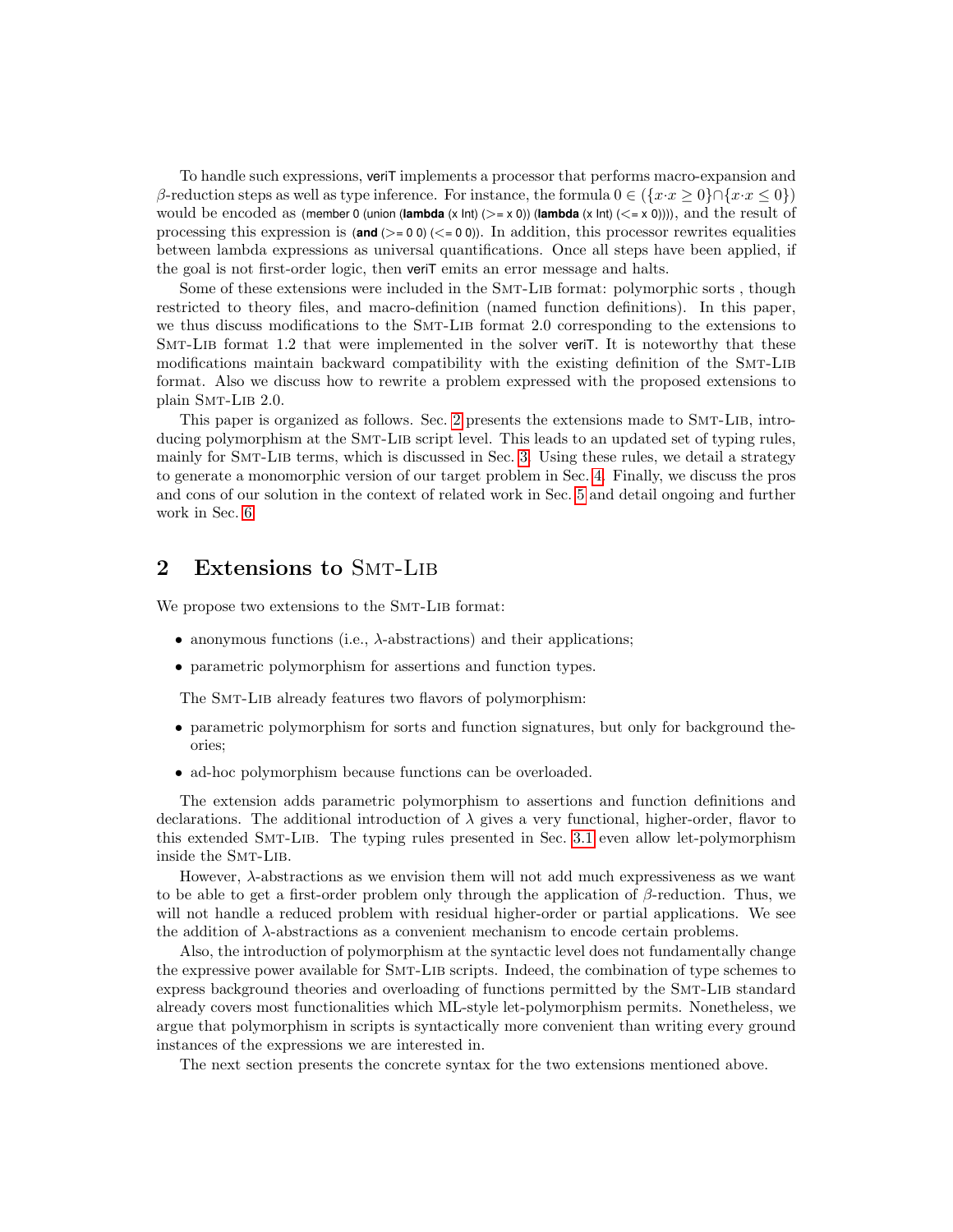To handle such expressions, veriT implements a processor that performs macro-expansion and $\beta$-reduction steps as well as type inference. For instance, the formula $0 \in (\{x{\cdot}x \geq 0\} \cap \{x{\cdot}x \leq 0\})$ would be encoded as `(member 0 (union (lambda (x Int) (>= x 0)) (lambda (x Int) (<= x 0))))`, and the result of processing this expression is `(and (>= 0 0) (<= 0 0))`. In addition, this processor rewrites equalities between lambda expressions as universal quantifications. Once all steps have been applied, if the goal is not first-order logic, then veriT emits an error message and halts.

Some of these extensions were included in the SMT-LIB format: polymorphic sorts , though restricted to theory files, and macro-definition (named function definitions). In this paper, we thus discuss modifications to the SMT-LIB format 2.0 corresponding to the extensions to SMT-LIB format 1.2 that were implemented in the solver veriT. It is noteworthy that these modifications maintain backward compatibility with the existing definition of the SMT-LIB format. Also we discuss how to rewrite a problem expressed with the proposed extensions to plain SMT-LIB 2.0.

This paper is organized as follows. Sec. 2 presents the extensions made to SMT-LIB, introducing polymorphism at the SMT-LIB script level. This leads to an updated set of typing rules, mainly for SMT-LIB terms, which is discussed in Sec. 3. Using these rules, we detail a strategy to generate a monomorphic version of our target problem in Sec. 4. Finally, we discuss the pros and cons of our solution in the context of related work in Sec. 5 and detail ongoing and further work in Sec. 6.

## 2 Extensions to SMT-LIB

We propose two extensions to the SMT-LIB format:

- anonymous functions (i.e., $\lambda$-abstractions) and their applications;
- parametric polymorphism for assertions and function types.

The SMT-LIB already features two flavors of polymorphism:

- parametric polymorphism for sorts and function signatures, but only for background theories;
- ad-hoc polymorphism because functions can be overloaded.

The extension adds parametric polymorphism to assertions and function definitions and declarations. The additional introduction of $\lambda$ gives a very functional, higher-order, flavor to this extended SMT-LIB. The typing rules presented in Sec. 3.1 even allow let-polymorphism inside the SMT-LIB.

However, $\lambda$-abstractions as we envision them will not add much expressiveness as we want to be able to get a first-order problem only through the application of $\beta$-reduction. Thus, we will not handle a reduced problem with residual higher-order or partial applications. We see the addition of $\lambda$-abstractions as a convenient mechanism to encode certain problems.

Also, the introduction of polymorphism at the syntactic level does not fundamentally change the expressive power available for SMT-LIB scripts. Indeed, the combination of type schemes to express background theories and overloading of functions permitted by the SMT-LIB standard already covers most functionalities which ML-style let-polymorphism permits. Nonetheless, we argue that polymorphism in scripts is syntactically more convenient than writing every ground instances of the expressions we are interested in.

The next section presents the concrete syntax for the two extensions mentioned above.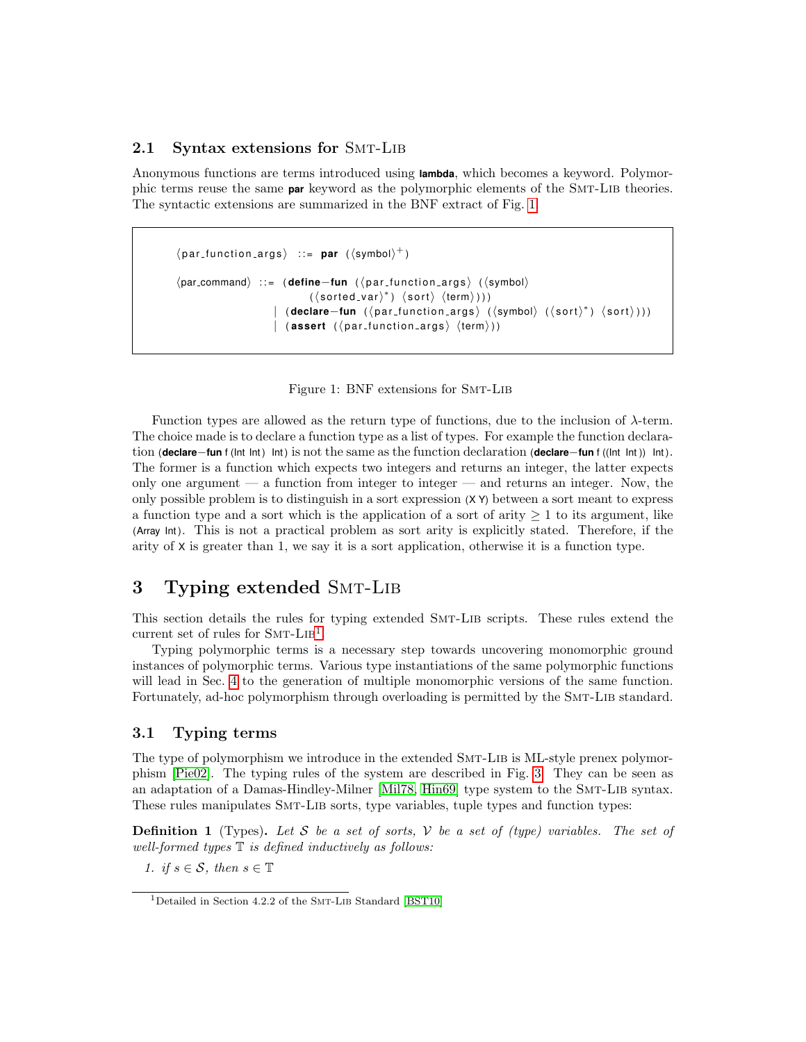### 2.1 Syntax extensions for SMT-LIB

Anonymous functions are terms introduced using **lambda**, which becomes a keyword. Polymorphic terms reuse the same **par** keyword as the polymorphic elements of the SMT-LIB theories. The syntactic extensions are summarized in the BNF extract of Fig. 1.

```
⟨par_function_args⟩ ::= par (⟨symbol⟩+)

⟨par_command⟩ ::= (define−fun (⟨par_function_args⟩ (⟨symbol⟩
                      (⟨sorted_var⟩*) ⟨sort⟩ ⟨term⟩)))
                | (declare−fun (⟨par_function_args⟩ (⟨symbol⟩ (⟨sort⟩*) ⟨sort⟩)))
                | (assert (⟨par_function_args⟩ ⟨term⟩))
```

Figure 1: BNF extensions for SMT-LIB

Function types are allowed as the return type of functions, due to the inclusion of $\lambda$-term. The choice made is to declare a function type as a list of types. For example the function declaration `(declare−fun f (Int Int) Int)` is not the same as the function declaration `(declare−fun f ((Int Int)) Int)`. The former is a function which expects two integers and returns an integer, the latter expects only one argument — a function from integer to integer — and returns an integer. Now, the only possible problem is to distinguish in a sort expression `(X Y)` between a sort meant to express a function type and a sort which is the application of a sort of arity $\geq 1$ to its argument, like `(Array Int)`. This is not a practical problem as sort arity is explicitly stated. Therefore, if the arity of `X` is greater than 1, we say it is a sort application, otherwise it is a function type.

# 3 Typing extended SMT-LIB

This section details the rules for typing extended SMT-LIB scripts. These rules extend the current set of rules for SMT-LIB[1].

Typing polymorphic terms is a necessary step towards uncovering monomorphic ground instances of polymorphic terms. Various type instantiations of the same polymorphic functions will lead in Sec. 4 to the generation of multiple monomorphic versions of the same function. Fortunately, ad-hoc polymorphism through overloading is permitted by the SMT-LIB standard.

### 3.1 Typing terms

The type of polymorphism we introduce in the extended SMT-LIB is ML-style prenex polymorphism [Pie02]. The typing rules of the system are described in Fig. 3. They can be seen as an adaptation of a Damas-Hindley-Milner [Mil78, Hin69] type system to the SMT-LIB syntax. These rules manipulates SMT-LIB sorts, type variables, tuple types and function types:

**Definition 1** (Types). *Let $\mathcal{S}$ be a set of sorts, $\mathcal{V}$ be a set of (type) variables. The set of well-formed types $\mathbb{T}$ is defined inductively as follows:*

1. *if $s \in \mathcal{S}$, then $s \in \mathbb{T}$*

[1] Detailed in Section 4.2.2 of the SMT-LIB Standard [BST10]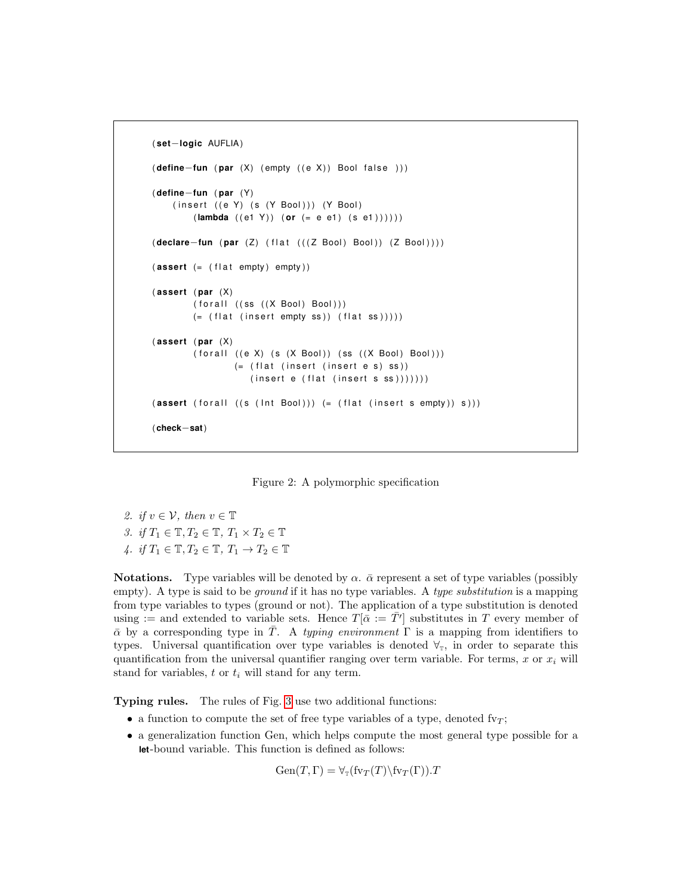```
(set-logic AUFLIA)

(define-fun (par (X) (empty ((e X)) Bool false )))

(define-fun (par (Y)
    (insert ((e Y) (s (Y Bool))) (Y Bool)
        (lambda ((e1 Y)) (or (= e e1) (s e1))))))

(declare-fun (par (Z) (flat (((Z Bool) Bool)) (Z Bool))))

(assert (= (flat empty) empty))

(assert (par (X)
        (forall ((ss ((X Bool) Bool)))
        (= (flat (insert empty ss)) (flat ss)))))

(assert (par (X)
        (forall ((e X) (s (X Bool)) (ss ((X Bool) Bool)))
                (= (flat (insert (insert e s) ss))
                   (insert e (flat (insert s ss)))))))

(assert (forall ((s (Int Bool))) (= (flat (insert s empty)) s)))

(check-sat)
```

Figure 2: A polymorphic specification

2. *if* $v \in \mathcal{V}$, *then* $v \in \mathbb{T}$
3. *if* $T_1 \in \mathbb{T}, T_2 \in \mathbb{T}$, $T_1 \times T_2 \in \mathbb{T}$
4. *if* $T_1 \in \mathbb{T}, T_2 \in \mathbb{T}$, $T_1 \to T_2 \in \mathbb{T}$

**Notations.** Type variables will be denoted by $\alpha$. $\bar{\alpha}$ represent a set of type variables (possibly empty). A type is said to be *ground* if it has no type variables. A *type substitution* is a mapping from type variables to types (ground or not). The application of a type substitution is denoted using := and extended to variable sets. Hence $T[\bar{\alpha} := \bar{T}']$ substitutes in $T$ every member of $\bar{\alpha}$ by a corresponding type in $\bar{T}$. A *typing environment* $\Gamma$ is a mapping from identifiers to types. Universal quantification over type variables is denoted $\forall_{\mathbb{T}}$, in order to separate this quantification from the universal quantifier ranging over term variable. For terms, $x$ or $x_i$ will stand for variables, $t$ or $t_i$ will stand for any term.

**Typing rules.** The rules of Fig. 3 use two additional functions:

- a function to compute the set of free type variables of a type, denoted $\text{fv}_T$;
- a generalization function Gen, which helps compute the most general type possible for a **let**-bound variable. This function is defined as follows:

$$\text{Gen}(T, \Gamma) = \forall_{\mathbb{T}}(\text{fv}_T(T) \backslash \text{fv}_T(\Gamma)).T$$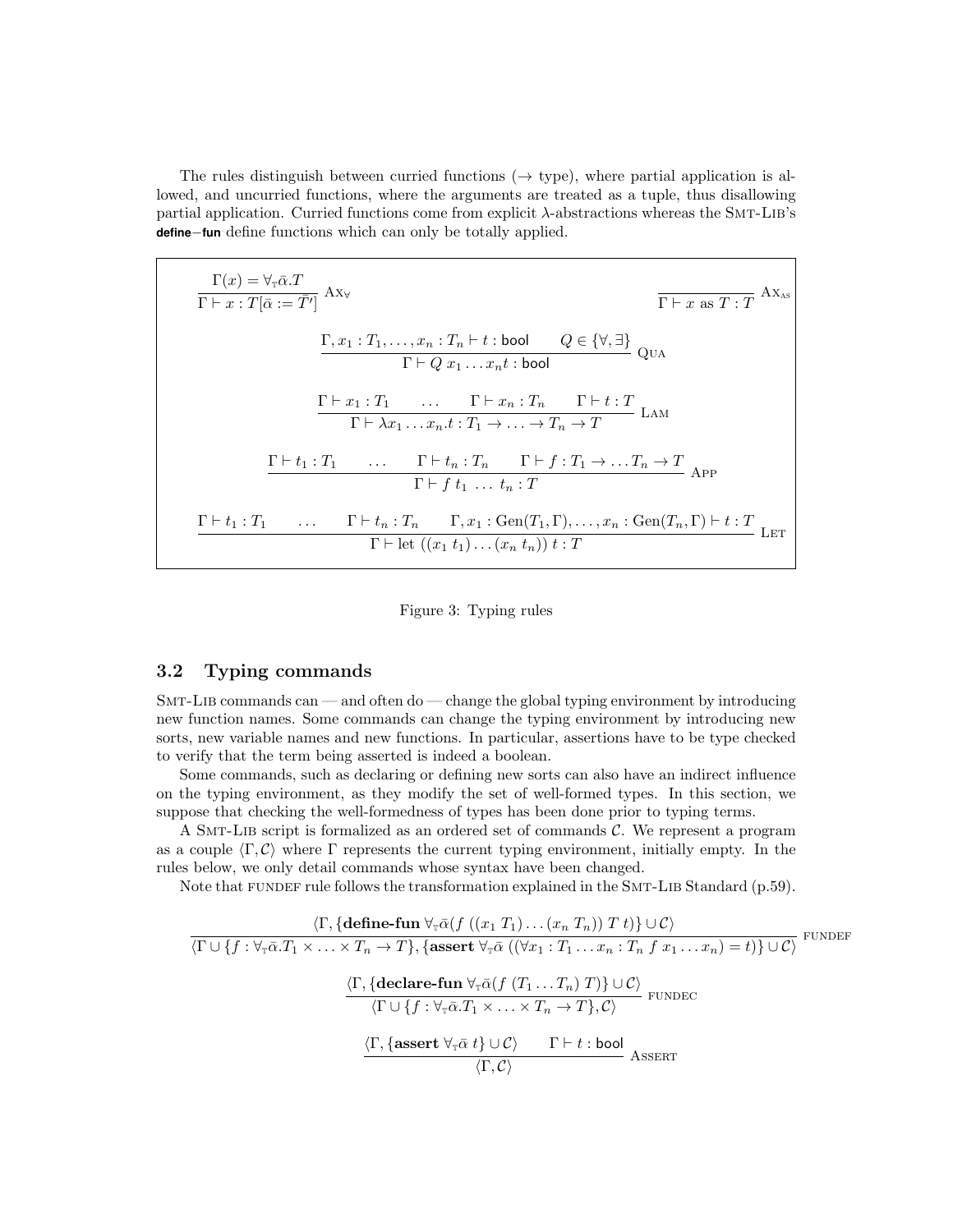The rules distinguish between curried functions ($\rightarrow$ type), where partial application is allowed, and uncurried functions, where the arguments are treated as a tuple, thus disallowing partial application. Curried functions come from explicit $\lambda$-abstractions whereas the SMT-LIB's **define−fun** define functions which can only be totally applied.

$$\frac{\Gamma(x) = \forall_{\scriptscriptstyle T}\bar{\alpha}.T}{\Gamma \vdash x : T[\bar{\alpha} := \bar{T'}]}\ \textsc{Ax}_\forall \qquad\qquad \frac{}{\Gamma \vdash x \text{ as } T : T}\ \textsc{Ax}_{\textsc{as}}$$

$$\frac{\Gamma, x_1 : T_1, \ldots, x_n : T_n \vdash t : \mathsf{bool} \qquad Q \in \{\forall, \exists\}}{\Gamma \vdash Q\ x_1 \ldots x_n t : \mathsf{bool}}\ \textsc{Qua}$$

$$\frac{\Gamma \vdash x_1 : T_1 \qquad \ldots \qquad \Gamma \vdash x_n : T_n \qquad \Gamma \vdash t : T}{\Gamma \vdash \lambda x_1 \ldots x_n.t : T_1 \rightarrow \ldots \rightarrow T_n \rightarrow T}\ \textsc{Lam}$$

$$\frac{\Gamma \vdash t_1 : T_1 \qquad \ldots \qquad \Gamma \vdash t_n : T_n \qquad \Gamma \vdash f : T_1 \rightarrow \ldots T_n \rightarrow T}{\Gamma \vdash f\ t_1\ \ldots\ t_n : T}\ \textsc{App}$$

$$\frac{\Gamma \vdash t_1 : T_1 \qquad \ldots \qquad \Gamma \vdash t_n : T_n \qquad \Gamma, x_1 : \mathrm{Gen}(T_1, \Gamma), \ldots, x_n : \mathrm{Gen}(T_n, \Gamma) \vdash t : T}{\Gamma \vdash \text{let } ((x_1\ t_1) \ldots (x_n\ t_n))\ t : T}\ \textsc{Let}$$

Figure 3: Typing rules

### 3.2 Typing commands

SMT-LIB commands can — and often do — change the global typing environment by introducing new function names. Some commands can change the typing environment by introducing new sorts, new variable names and new functions. In particular, assertions have to be type checked to verify that the term being asserted is indeed a boolean.

Some commands, such as declaring or defining new sorts can also have an indirect influence on the typing environment, as they modify the set of well-formed types. In this section, we suppose that checking the well-formedness of types has been done prior to typing terms.

A SMT-LIB script is formalized as an ordered set of commands $\mathcal{C}$. We represent a program as a couple $\langle \Gamma, \mathcal{C} \rangle$ where $\Gamma$ represents the current typing environment, initially empty. In the rules below, we only detail commands whose syntax have been changed.

Note that FUNDEF rule follows the transformation explained in the SMT-LIB Standard (p.59).

$$\frac{\langle \Gamma, \{\textbf{define-fun}\ \forall_{\scriptscriptstyle T}\bar{\alpha}(f\ ((x_1\ T_1) \ldots (x_n\ T_n))\ T\ t)\} \cup \mathcal{C} \rangle}{\langle \Gamma \cup \{f : \forall_{\scriptscriptstyle T}\bar{\alpha}.T_1 \times \ldots \times T_n \rightarrow T\}, \{\textbf{assert}\ \forall_{\scriptscriptstyle T}\bar{\alpha}\ ((\forall x_1 : T_1 \ldots x_n : T_n\ f\ x_1 \ldots x_n) = t)\} \cup \mathcal{C} \rangle}\ \textsc{fundef}$$

$$\frac{\langle \Gamma, \{\textbf{declare-fun}\ \forall_{\scriptscriptstyle T}\bar{\alpha}(f\ (T_1 \ldots T_n)\ T)\} \cup \mathcal{C} \rangle}{\langle \Gamma \cup \{f : \forall_{\scriptscriptstyle T}\bar{\alpha}.T_1 \times \ldots \times T_n \rightarrow T\}, \mathcal{C} \rangle}\ \textsc{fundec}$$

$$\frac{\langle \Gamma, \{\textbf{assert}\ \forall_{\scriptscriptstyle T}\bar{\alpha}\ t\} \cup \mathcal{C} \rangle \qquad \Gamma \vdash t : \mathsf{bool}}{\langle \Gamma, \mathcal{C} \rangle}\ \textsc{Assert}$$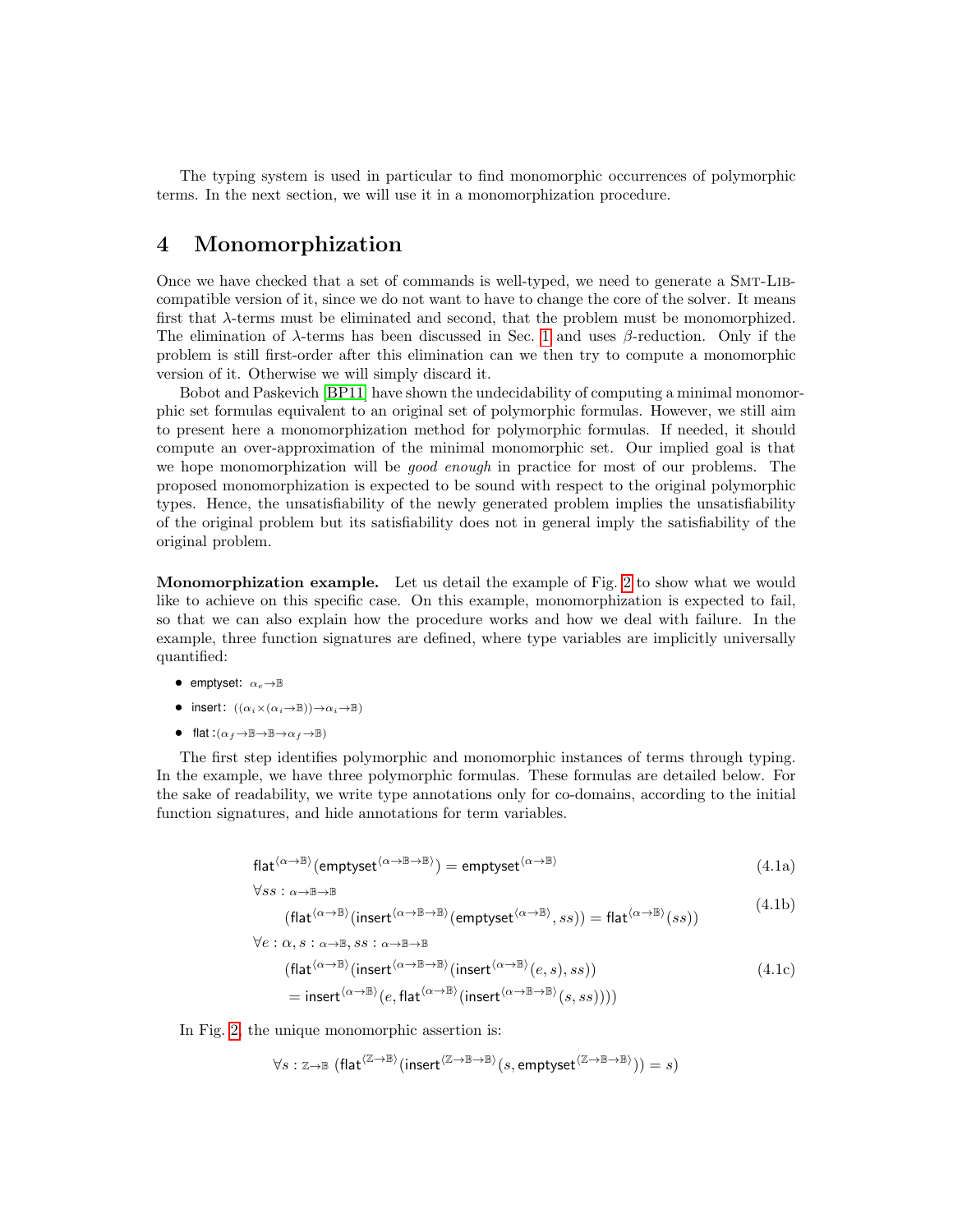The typing system is used in particular to find monomorphic occurrences of polymorphic terms. In the next section, we will use it in a monomorphization procedure.

# 4 Monomorphization

Once we have checked that a set of commands is well-typed, we need to generate a SMT-LIB-compatible version of it, since we do not want to have to change the core of the solver. It means first that $\lambda$-terms must be eliminated and second, that the problem must be monomorphized. The elimination of $\lambda$-terms has been discussed in Sec. 1 and uses $\beta$-reduction. Only if the problem is still first-order after this elimination can we then try to compute a monomorphic version of it. Otherwise we will simply discard it.

Bobot and Paskevich [BP11] have shown the undecidability of computing a minimal monomorphic set formulas equivalent to an original set of polymorphic formulas. However, we still aim to present here a monomorphization method for polymorphic formulas. If needed, it should compute an over-approximation of the minimal monomorphic set. Our implied goal is that we hope monomorphization will be *good enough* in practice for most of our problems. The proposed monomorphization is expected to be sound with respect to the original polymorphic types. Hence, the unsatisfiability of the newly generated problem implies the unsatisfiability of the original problem but its satisfiability does not in general imply the satisfiability of the original problem.

**Monomorphization example.** Let us detail the example of Fig. 2 to show what we would like to achieve on this specific case. On this example, monomorphization is expected to fail, so that we can also explain how the procedure works and how we deal with failure. In the example, three function signatures are defined, where type variables are implicitly universally quantified:

- emptyset: $\alpha_e \to \mathbb{B}$
- insert: $((\alpha_i \times (\alpha_i \to \mathbb{B})) \to \alpha_i \to \mathbb{B})$
- flat: $(\alpha_f \to \mathbb{B} \to \mathbb{B} \to \alpha_f \to \mathbb{B})$

The first step identifies polymorphic and monomorphic instances of terms through typing. In the example, we have three polymorphic formulas. These formulas are detailed below. For the sake of readability, we write type annotations only for co-domains, according to the initial function signatures, and hide annotations for term variables.

$$\mathsf{flat}^{\langle \alpha \to \mathbb{B} \rangle}(\mathsf{emptyset}^{\langle \alpha \to \mathbb{B} \to \mathbb{B} \rangle}) = \mathsf{emptyset}^{\langle \alpha \to \mathbb{B} \rangle} \tag{4.1a}$$

$$\begin{aligned} &\forall ss : {\scriptstyle \alpha \to \mathbb{B} \to \mathbb{B}} \\ &\qquad (\mathsf{flat}^{\langle \alpha \to \mathbb{B} \rangle}(\mathsf{insert}^{\langle \alpha \to \mathbb{B} \to \mathbb{B} \rangle}(\mathsf{emptyset}^{\langle \alpha \to \mathbb{B} \rangle}, ss)) = \mathsf{flat}^{\langle \alpha \to \mathbb{B} \rangle}(ss)) \end{aligned} \tag{4.1b}$$

$$\begin{aligned} &\forall e : \alpha, s : {\scriptstyle \alpha \to \mathbb{B}}, ss : {\scriptstyle \alpha \to \mathbb{B} \to \mathbb{B}} \\ &\qquad (\mathsf{flat}^{\langle \alpha \to \mathbb{B} \rangle}(\mathsf{insert}^{\langle \alpha \to \mathbb{B} \to \mathbb{B} \rangle}(\mathsf{insert}^{\langle \alpha \to \mathbb{B} \rangle}(e, s), ss)) \\ &\qquad = \mathsf{insert}^{\langle \alpha \to \mathbb{B} \rangle}(e, \mathsf{flat}^{\langle \alpha \to \mathbb{B} \rangle}(\mathsf{insert}^{\langle \alpha \to \mathbb{B} \to \mathbb{B} \rangle}(s, ss)))) \end{aligned} \tag{4.1c}$$

In Fig. 2, the unique monomorphic assertion is:

$$\forall s : {\scriptstyle \mathbb{Z} \to \mathbb{B}} \ (\mathsf{flat}^{\langle \mathbb{Z} \to \mathbb{B} \rangle}(\mathsf{insert}^{\langle \mathbb{Z} \to \mathbb{B} \to \mathbb{B} \rangle}(s, \mathsf{emptyset}^{\langle \mathbb{Z} \to \mathbb{B} \to \mathbb{B} \rangle})) = s)$$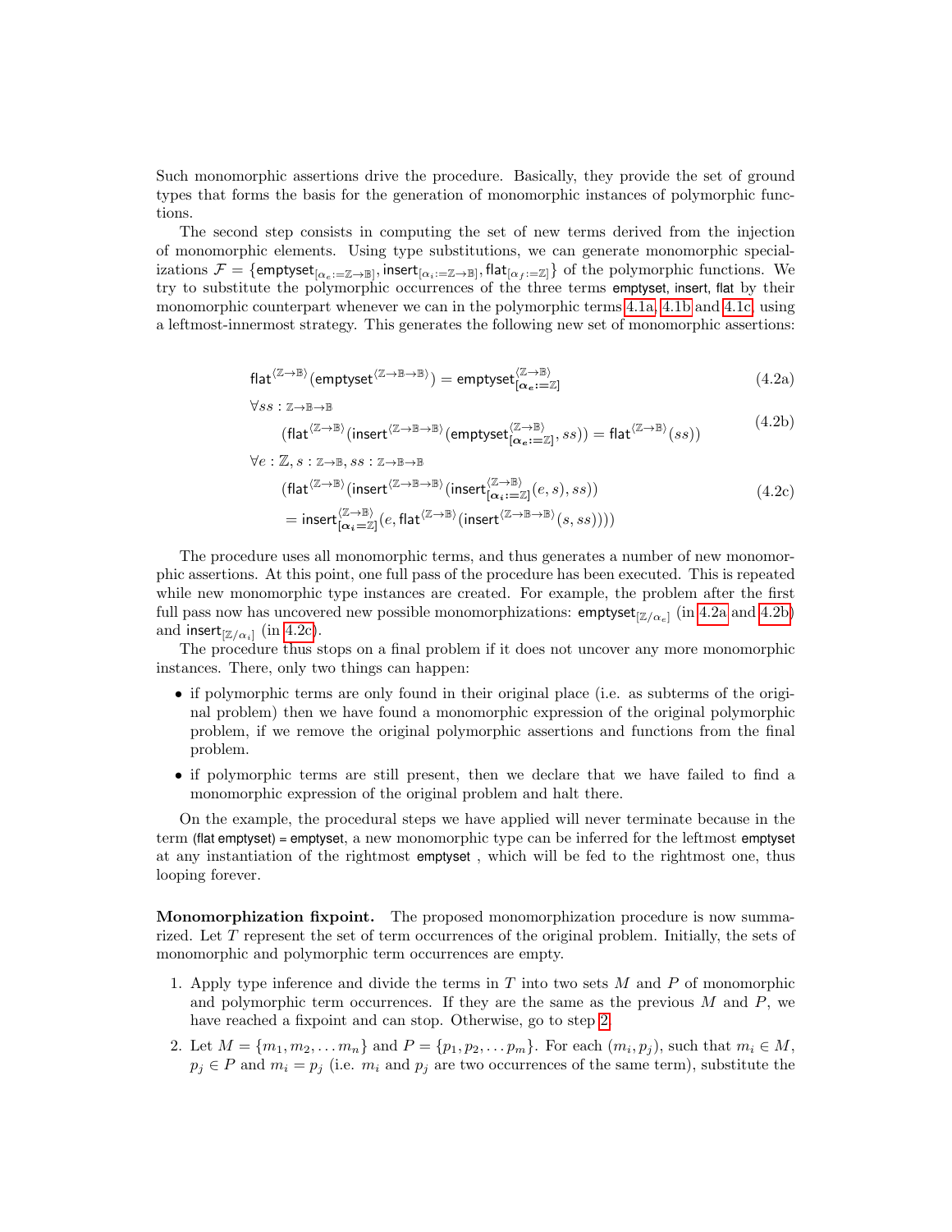Such monomorphic assertions drive the procedure. Basically, they provide the set of ground types that forms the basis for the generation of monomorphic instances of polymorphic functions.

The second step consists in computing the set of new terms derived from the injection of monomorphic elements. Using type substitutions, we can generate monomorphic specializations $\mathcal{F} = \{\mathsf{emptyset}_{[\alpha_e := \mathbb{Z}\to\mathbb{B}]}, \mathsf{insert}_{[\alpha_i := \mathbb{Z}\to\mathbb{B}]}, \mathsf{flat}_{[\alpha_f := \mathbb{Z}]}\}$ of the polymorphic functions. We try to substitute the polymorphic occurrences of the three terms emptyset, insert, flat by their monomorphic counterpart whenever we can in the polymorphic terms 4.1a, 4.1b and 4.1c, using a leftmost-innermost strategy. This generates the following new set of monomorphic assertions:

$$\mathsf{flat}^{\langle \mathbb{Z}\to\mathbb{B}\rangle}(\mathsf{emptyset}^{\langle \mathbb{Z}\to\mathbb{B}\to\mathbb{B}\rangle}) = \mathsf{emptyset}^{\langle \mathbb{Z}\to\mathbb{B}\rangle}_{[\boldsymbol{\alpha_e} := \mathbb{Z}]} \tag{4.2a}$$

$$\begin{aligned} &\forall ss : \mathbb{Z}\to\mathbb{B}\to\mathbb{B} \\ &\quad (\mathsf{flat}^{\langle \mathbb{Z}\to\mathbb{B}\rangle}(\mathsf{insert}^{\langle \mathbb{Z}\to\mathbb{B}\to\mathbb{B}\rangle}(\mathsf{emptyset}^{\langle \mathbb{Z}\to\mathbb{B}\rangle}_{[\boldsymbol{\alpha_e} := \mathbb{Z}]}, ss)) = \mathsf{flat}^{\langle \mathbb{Z}\to\mathbb{B}\rangle}(ss)) \end{aligned} \tag{4.2b}$$

$$\begin{aligned} &\forall e : \mathbb{Z}, s : \mathbb{Z}\to\mathbb{B}, ss : \mathbb{Z}\to\mathbb{B}\to\mathbb{B} \\ &\quad (\mathsf{flat}^{\langle \mathbb{Z}\to\mathbb{B}\rangle}(\mathsf{insert}^{\langle \mathbb{Z}\to\mathbb{B}\to\mathbb{B}\rangle}(\mathsf{insert}^{\langle \mathbb{Z}\to\mathbb{B}\rangle}_{[\boldsymbol{\alpha_i} := \mathbb{Z}]}(e, s), ss)) \\ &\quad = \mathsf{insert}^{\langle \mathbb{Z}\to\mathbb{B}\rangle}_{[\boldsymbol{\alpha_i} = \mathbb{Z}]}(e, \mathsf{flat}^{\langle \mathbb{Z}\to\mathbb{B}\rangle}(\mathsf{insert}^{\langle \mathbb{Z}\to\mathbb{B}\to\mathbb{B}\rangle}(s, ss)))) \end{aligned} \tag{4.2c}$$

The procedure uses all monomorphic terms, and thus generates a number of new monomorphic assertions. At this point, one full pass of the procedure has been executed. This is repeated while new monomorphic type instances are created. For example, the problem after the first full pass now has uncovered new possible monomorphizations: $\mathsf{emptyset}_{[\mathbb{Z}/\alpha_e]}$ (in 4.2a and 4.2b) and $\mathsf{insert}_{[\mathbb{Z}/\alpha_i]}$ (in 4.2c).

The procedure thus stops on a final problem if it does not uncover any more monomorphic instances. There, only two things can happen:

- if polymorphic terms are only found in their original place (i.e. as subterms of the original problem) then we have found a monomorphic expression of the original polymorphic problem, if we remove the original polymorphic assertions and functions from the final problem.
- if polymorphic terms are still present, then we declare that we have failed to find a monomorphic expression of the original problem and halt there.

On the example, the procedural steps we have applied will never terminate because in the term (flat emptyset) = emptyset, a new monomorphic type can be inferred for the leftmost emptyset at any instantiation of the rightmost emptyset , which will be fed to the rightmost one, thus looping forever.

**Monomorphization fixpoint.** The proposed monomorphization procedure is now summarized. Let $T$ represent the set of term occurrences of the original problem. Initially, the sets of monomorphic and polymorphic term occurrences are empty.

1. Apply type inference and divide the terms in $T$ into two sets $M$ and $P$ of monomorphic and polymorphic term occurrences. If they are the same as the previous $M$ and $P$, we have reached a fixpoint and can stop. Otherwise, go to step 2.
2. Let $M = \{m_1, m_2, \ldots m_n\}$ and $P = \{p_1, p_2, \ldots p_m\}$. For each $(m_i, p_j)$, such that $m_i \in M$, $p_j \in P$ and $m_i = p_j$ (i.e. $m_i$ and $p_j$ are two occurrences of the same term), substitute the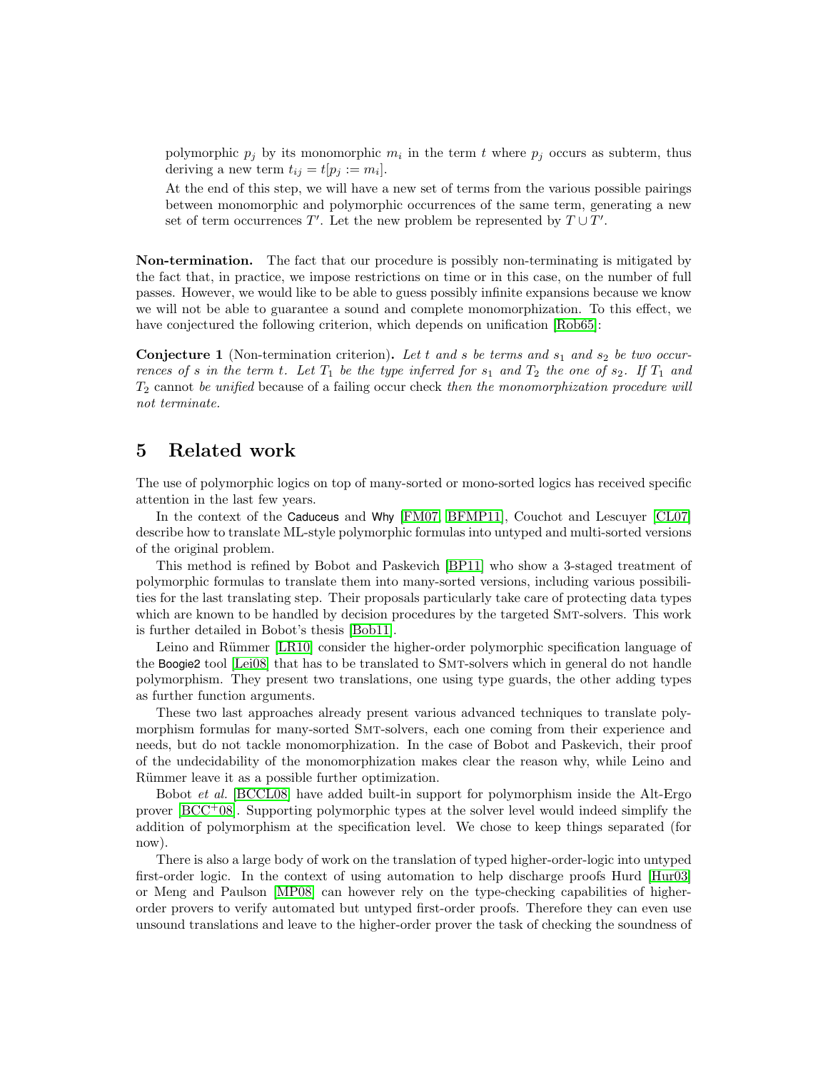polymorphic $p_j$ by its monomorphic $m_i$ in the term $t$ where $p_j$ occurs as subterm, thus deriving a new term $t_{ij} = t[p_j := m_i]$.

At the end of this step, we will have a new set of terms from the various possible pairings between monomorphic and polymorphic occurrences of the same term, generating a new set of term occurrences $T'$. Let the new problem be represented by $T \cup T'$.

**Non-termination.** The fact that our procedure is possibly non-terminating is mitigated by the fact that, in practice, we impose restrictions on time or in this case, on the number of full passes. However, we would like to be able to guess possibly infinite expansions because we know we will not be able to guarantee a sound and complete monomorphization. To this effect, we have conjectured the following criterion, which depends on unification [Rob65]:

**Conjecture 1** (Non-termination criterion)**.** *Let $t$ and $s$ be terms and $s_1$ and $s_2$ be two occurrences of $s$ in the term $t$. Let $T_1$ be the type inferred for $s_1$ and $T_2$ the one of $s_2$. If $T_1$ and $T_2$* cannot *be unified* because of a failing occur check *then the monomorphization procedure will not terminate.*

## 5 Related work

The use of polymorphic logics on top of many-sorted or mono-sorted logics has received specific attention in the last few years.

In the context of the Caduceus and Why [FM07, BFMP11], Couchot and Lescuyer [CL07] describe how to translate ML-style polymorphic formulas into untyped and multi-sorted versions of the original problem.

This method is refined by Bobot and Paskevich [BP11] who show a 3-staged treatment of polymorphic formulas to translate them into many-sorted versions, including various possibilities for the last translating step. Their proposals particularly take care of protecting data types which are known to be handled by decision procedures by the targeted SMT-solvers. This work is further detailed in Bobot's thesis [Bob11].

Leino and Rümmer [LR10] consider the higher-order polymorphic specification language of the Boogie2 tool [Lei08] that has to be translated to SMT-solvers which in general do not handle polymorphism. They present two translations, one using type guards, the other adding types as further function arguments.

These two last approaches already present various advanced techniques to translate polymorphism formulas for many-sorted SMT-solvers, each one coming from their experience and needs, but do not tackle monomorphization. In the case of Bobot and Paskevich, their proof of the undecidability of the monomorphization makes clear the reason why, while Leino and Rümmer leave it as a possible further optimization.

Bobot *et al.* [BCCL08] have added built-in support for polymorphism inside the Alt-Ergo prover [BCC+08]. Supporting polymorphic types at the solver level would indeed simplify the addition of polymorphism at the specification level. We chose to keep things separated (for now).

There is also a large body of work on the translation of typed higher-order-logic into untyped first-order logic. In the context of using automation to help discharge proofs Hurd [Hur03] or Meng and Paulson [MP08] can however rely on the type-checking capabilities of higher-order provers to verify automated but untyped first-order proofs. Therefore they can even use unsound translations and leave to the higher-order prover the task of checking the soundness of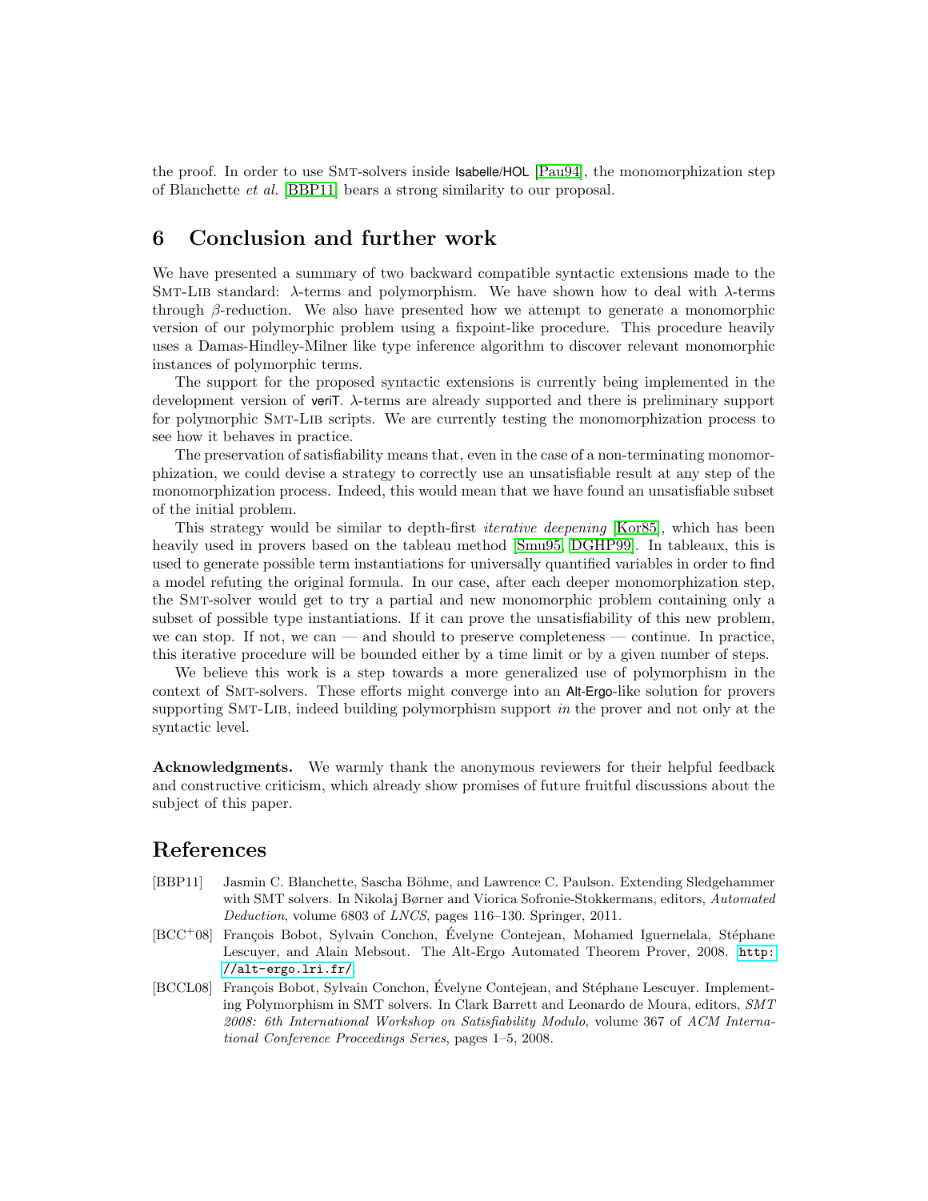the proof. In order to use SMT-solvers inside Isabelle/HOL [Pau94], the monomorphization step of Blanchette *et al.* [BBP11] bears a strong similarity to our proposal.

## 6 Conclusion and further work

We have presented a summary of two backward compatible syntactic extensions made to the SMT-LIB standard: $\lambda$-terms and polymorphism. We have shown how to deal with $\lambda$-terms through $\beta$-reduction. We also have presented how we attempt to generate a monomorphic version of our polymorphic problem using a fixpoint-like procedure. This procedure heavily uses a Damas-Hindley-Milner like type inference algorithm to discover relevant monomorphic instances of polymorphic terms.

The support for the proposed syntactic extensions is currently being implemented in the development version of veriT. $\lambda$-terms are already supported and there is preliminary support for polymorphic SMT-LIB scripts. We are currently testing the monomorphization process to see how it behaves in practice.

The preservation of satisfiability means that, even in the case of a non-terminating monomorphization, we could devise a strategy to correctly use an unsatisfiable result at any step of the monomorphization process. Indeed, this would mean that we have found an unsatisfiable subset of the initial problem.

This strategy would be similar to depth-first *iterative deepening* [Kor85], which has been heavily used in provers based on the tableau method [Smu95, DGHP99]. In tableaux, this is used to generate possible term instantiations for universally quantified variables in order to find a model refuting the original formula. In our case, after each deeper monomorphization step, the SMT-solver would get to try a partial and new monomorphic problem containing only a subset of possible type instantiations. If it can prove the unsatisfiability of this new problem, we can stop. If not, we can — and should to preserve completeness — continue. In practice, this iterative procedure will be bounded either by a time limit or by a given number of steps.

We believe this work is a step towards a more generalized use of polymorphism in the context of SMT-solvers. These efforts might converge into an Alt-Ergo-like solution for provers supporting SMT-LIB, indeed building polymorphism support *in* the prover and not only at the syntactic level.

**Acknowledgments.** We warmly thank the anonymous reviewers for their helpful feedback and constructive criticism, which already show promises of future fruitful discussions about the subject of this paper.

## References

[BBP11] Jasmin C. Blanchette, Sascha Böhme, and Lawrence C. Paulson. Extending Sledgehammer with SMT solvers. In Nikolaj Børner and Viorica Sofronie-Stokkermans, editors, *Automated Deduction*, volume 6803 of *LNCS*, pages 116–130. Springer, 2011.

[BCC+08] François Bobot, Sylvain Conchon, Évelyne Contejean, Mohamed Iguernelala, Stéphane Lescuyer, and Alain Mebsout. The Alt-Ergo Automated Theorem Prover, 2008. http://alt-ergo.lri.fr/.

[BCCL08] François Bobot, Sylvain Conchon, Évelyne Contejean, and Stéphane Lescuyer. Implementing Polymorphism in SMT solvers. In Clark Barrett and Leonardo de Moura, editors, *SMT 2008: 6th International Workshop on Satisfiability Modulo*, volume 367 of *ACM International Conference Proceedings Series*, pages 1–5, 2008.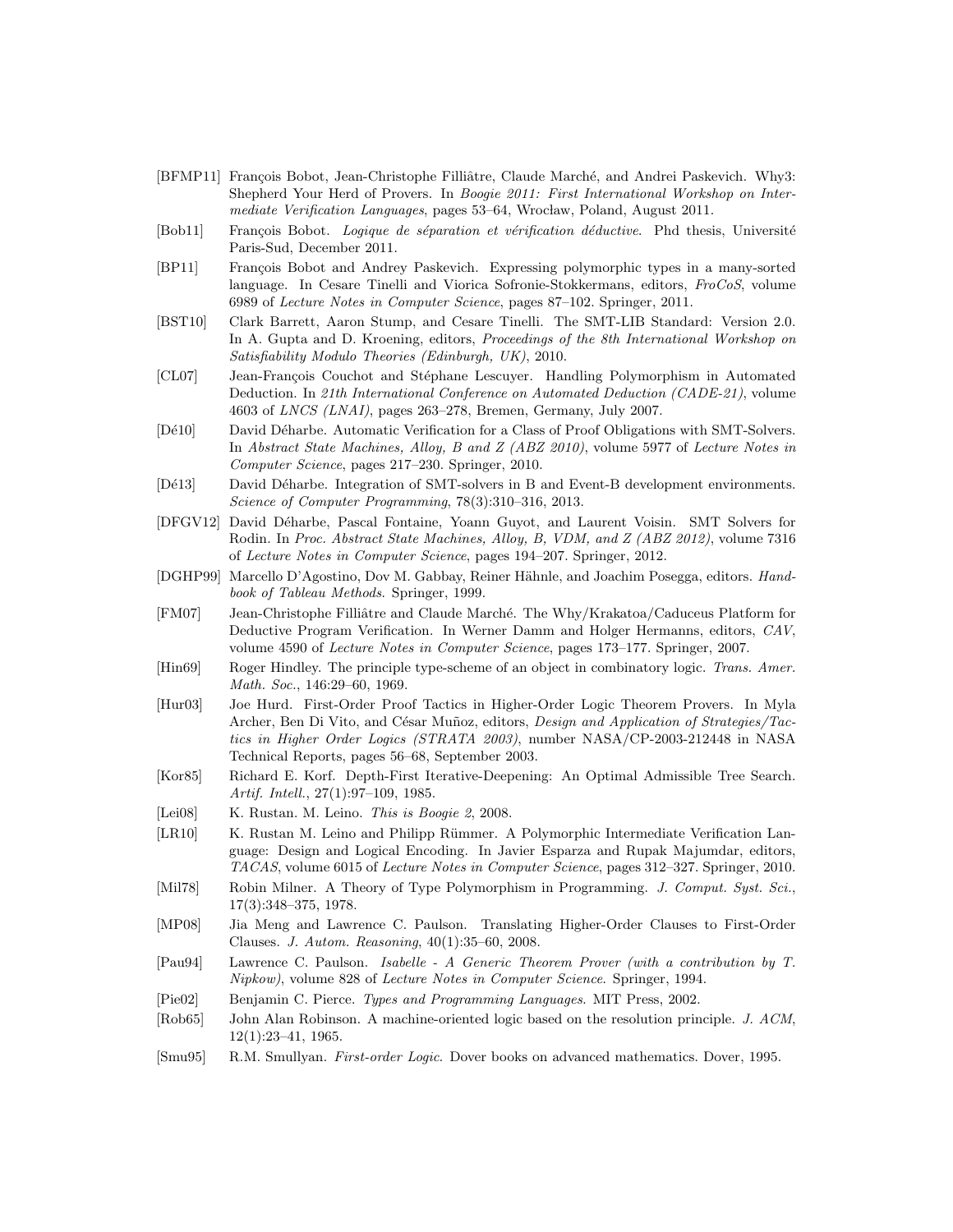[BFMP11] François Bobot, Jean-Christophe Filliâtre, Claude Marché, and Andrei Paskevich. Why3: Shepherd Your Herd of Provers. In *Boogie 2011: First International Workshop on Intermediate Verification Languages*, pages 53–64, Wrocław, Poland, August 2011.

[Bob11] François Bobot. *Logique de séparation et vérification déductive*. Phd thesis, Université Paris-Sud, December 2011.

[BP11] François Bobot and Andrey Paskevich. Expressing polymorphic types in a many-sorted language. In Cesare Tinelli and Viorica Sofronie-Stokkermans, editors, *FroCoS*, volume 6989 of *Lecture Notes in Computer Science*, pages 87–102. Springer, 2011.

[BST10] Clark Barrett, Aaron Stump, and Cesare Tinelli. The SMT-LIB Standard: Version 2.0. In A. Gupta and D. Kroening, editors, *Proceedings of the 8th International Workshop on Satisfiability Modulo Theories (Edinburgh, UK)*, 2010.

[CL07] Jean-François Couchot and Stéphane Lescuyer. Handling Polymorphism in Automated Deduction. In *21th International Conference on Automated Deduction (CADE-21)*, volume 4603 of *LNCS (LNAI)*, pages 263–278, Bremen, Germany, July 2007.

[Dé10] David Déharbe. Automatic Verification for a Class of Proof Obligations with SMT-Solvers. In *Abstract State Machines, Alloy, B and Z (ABZ 2010)*, volume 5977 of *Lecture Notes in Computer Science*, pages 217–230. Springer, 2010.

[Dé13] David Déharbe. Integration of SMT-solvers in B and Event-B development environments. *Science of Computer Programming*, 78(3):310–316, 2013.

[DFGV12] David Déharbe, Pascal Fontaine, Yoann Guyot, and Laurent Voisin. SMT Solvers for Rodin. In *Proc. Abstract State Machines, Alloy, B, VDM, and Z (ABZ 2012)*, volume 7316 of *Lecture Notes in Computer Science*, pages 194–207. Springer, 2012.

[DGHP99] Marcello D'Agostino, Dov M. Gabbay, Reiner Hähnle, and Joachim Posegga, editors. *Handbook of Tableau Methods*. Springer, 1999.

[FM07] Jean-Christophe Filliâtre and Claude Marché. The Why/Krakatoa/Caduceus Platform for Deductive Program Verification. In Werner Damm and Holger Hermanns, editors, *CAV*, volume 4590 of *Lecture Notes in Computer Science*, pages 173–177. Springer, 2007.

[Hin69] Roger Hindley. The principle type-scheme of an object in combinatory logic. *Trans. Amer. Math. Soc.*, 146:29–60, 1969.

[Hur03] Joe Hurd. First-Order Proof Tactics in Higher-Order Logic Theorem Provers. In Myla Archer, Ben Di Vito, and César Muñoz, editors, *Design and Application of Strategies/Tactics in Higher Order Logics (STRATA 2003)*, number NASA/CP-2003-212448 in NASA Technical Reports, pages 56–68, September 2003.

[Kor85] Richard E. Korf. Depth-First Iterative-Deepening: An Optimal Admissible Tree Search. *Artif. Intell.*, 27(1):97–109, 1985.

[Lei08] K. Rustan. M. Leino. *This is Boogie 2*, 2008.

[LR10] K. Rustan M. Leino and Philipp Rümmer. A Polymorphic Intermediate Verification Language: Design and Logical Encoding. In Javier Esparza and Rupak Majumdar, editors, *TACAS*, volume 6015 of *Lecture Notes in Computer Science*, pages 312–327. Springer, 2010.

[Mil78] Robin Milner. A Theory of Type Polymorphism in Programming. *J. Comput. Syst. Sci.*, 17(3):348–375, 1978.

[MP08] Jia Meng and Lawrence C. Paulson. Translating Higher-Order Clauses to First-Order Clauses. *J. Autom. Reasoning*, 40(1):35–60, 2008.

[Pau94] Lawrence C. Paulson. *Isabelle - A Generic Theorem Prover (with a contribution by T. Nipkow)*, volume 828 of *Lecture Notes in Computer Science*. Springer, 1994.

[Pie02] Benjamin C. Pierce. *Types and Programming Languages*. MIT Press, 2002.

[Rob65] John Alan Robinson. A machine-oriented logic based on the resolution principle. *J. ACM*, 12(1):23–41, 1965.

[Smu95] R.M. Smullyan. *First-order Logic*. Dover books on advanced mathematics. Dover, 1995.